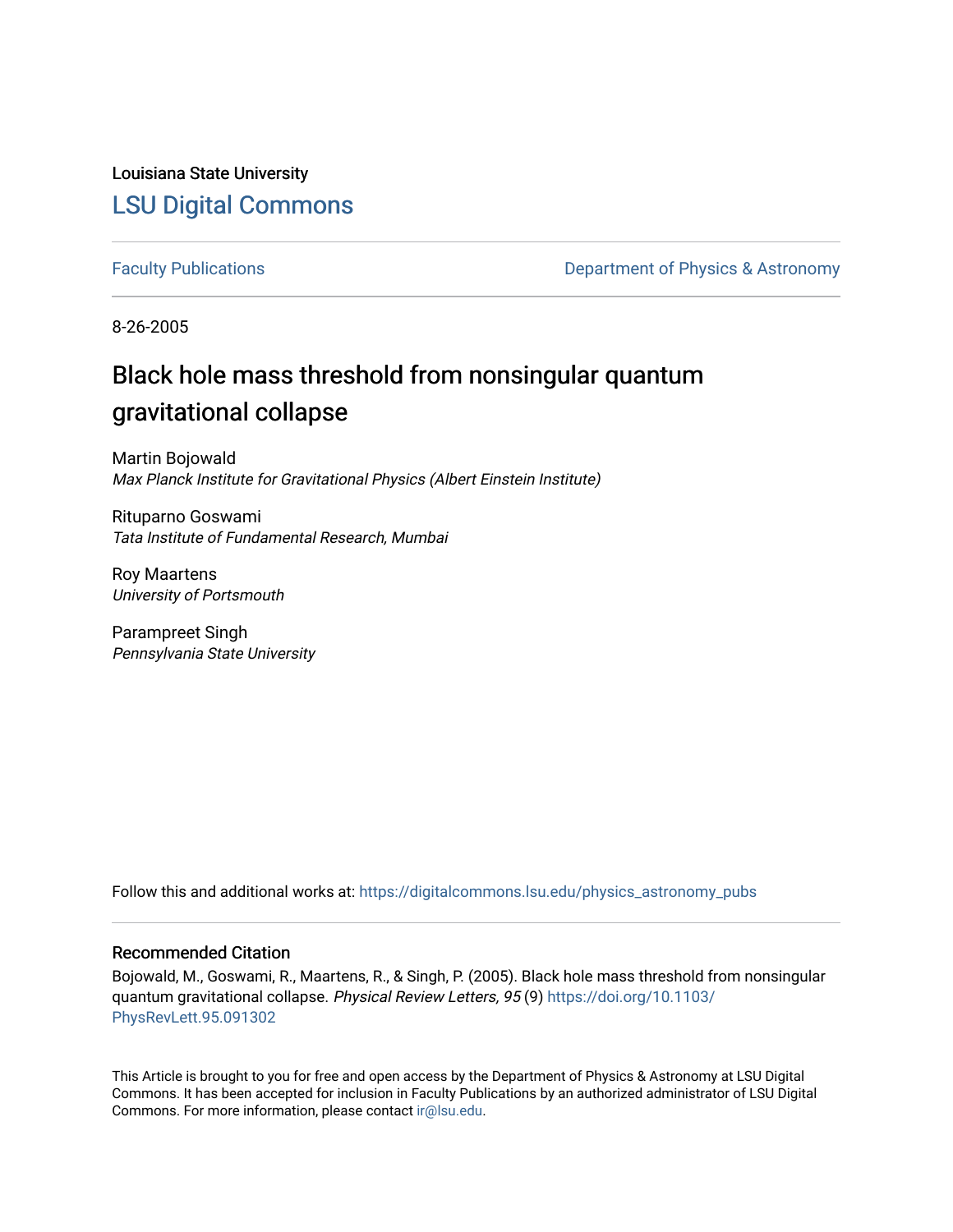Louisiana State University

# LSU Digital Commons

Faculty Publications | Department of Physics & Astronomy

8-26-2005

# Black hole mass threshold from nonsingular quantum gravitational collapse

Martin Bojowald
*Max Planck Institute for Gravitational Physics (Albert Einstein Institute)*

Rituparno Goswami
*Tata Institute of Fundamental Research, Mumbai*

Roy Maartens
*University of Portsmouth*

Parampreet Singh
*Pennsylvania State University*

Follow this and additional works at: https://digitalcommons.lsu.edu/physics_astronomy_pubs

## Recommended Citation

Bojowald, M., Goswami, R., Maartens, R., & Singh, P. (2005). Black hole mass threshold from nonsingular quantum gravitational collapse. *Physical Review Letters, 95* (9) https://doi.org/10.1103/PhysRevLett.95.091302

This Article is brought to you for free and open access by the Department of Physics & Astronomy at LSU Digital Commons. It has been accepted for inclusion in Faculty Publications by an authorized administrator of LSU Digital Commons. For more information, please contact ir@lsu.edu.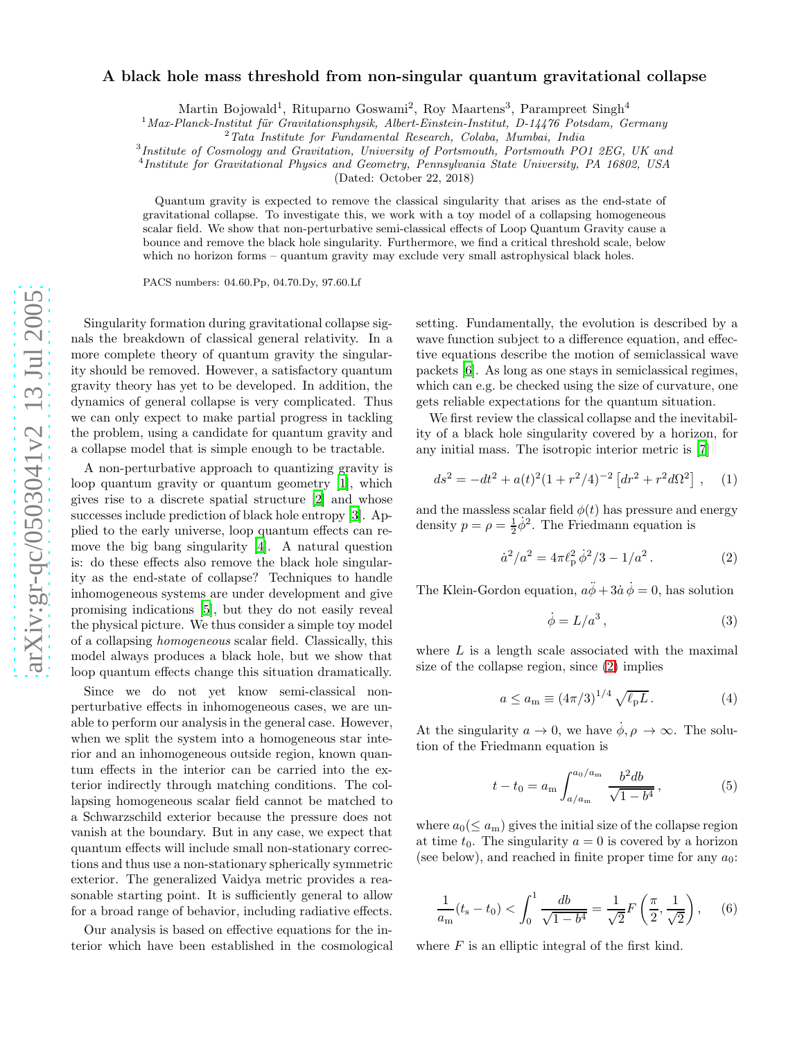# A black hole mass threshold from non-singular quantum gravitational collapse

Martin Bojowald[1], Rituparno Goswami[2], Roy Maartens[3], Parampreet Singh[4]

[1] *Max-Planck-Institut für Gravitationsphysik, Albert-Einstein-Institut, D-14476 Potsdam, Germany*
[2] *Tata Institute for Fundamental Research, Colaba, Mumbai, India*
[3] *Institute of Cosmology and Gravitation, University of Portsmouth, Portsmouth PO1 2EG, UK and*
[4] *Institute for Gravitational Physics and Geometry, Pennsylvania State University, PA 16802, USA*

(Dated: October 22, 2018)

Quantum gravity is expected to remove the classical singularity that arises as the end-state of gravitational collapse. To investigate this, we work with a toy model of a collapsing homogeneous scalar field. We show that non-perturbative semi-classical effects of Loop Quantum Gravity cause a bounce and remove the black hole singularity. Furthermore, we find a critical threshold scale, below which no horizon forms – quantum gravity may exclude very small astrophysical black holes.

PACS numbers: 04.60.Pp, 04.70.Dy, 97.60.Lf

Singularity formation during gravitational collapse signals the breakdown of classical general relativity. In a more complete theory of quantum gravity the singularity should be removed. However, a satisfactory quantum gravity theory has yet to be developed. In addition, the dynamics of general collapse is very complicated. Thus we can only expect to make partial progress in tackling the problem, using a candidate for quantum gravity and a collapse model that is simple enough to be tractable.

A non-perturbative approach to quantizing gravity is loop quantum gravity or quantum geometry [1], which gives rise to a discrete spatial structure [2] and whose successes include prediction of black hole entropy [3]. Applied to the early universe, loop quantum effects can remove the big bang singularity [4]. A natural question is: do these effects also remove the black hole singularity as the end-state of collapse? Techniques to handle inhomogeneous systems are under development and give promising indications [5], but they do not easily reveal the physical picture. We thus consider a simple toy model of a collapsing *homogeneous* scalar field. Classically, this model always produces a black hole, but we show that loop quantum effects change this situation dramatically.

Since we do not yet know semi-classical non-perturbative effects in inhomogeneous cases, we are unable to perform our analysis in the general case. However, when we split the system into a homogeneous star interior and an inhomogeneous outside region, known quantum effects in the interior can be carried into the exterior indirectly through matching conditions. The collapsing homogeneous scalar field cannot be matched to a Schwarzschild exterior because the pressure does not vanish at the boundary. But in any case, we expect that quantum effects will include small non-stationary corrections and thus use a non-stationary spherically symmetric exterior. The generalized Vaidya metric provides a reasonable starting point. It is sufficiently general to allow for a broad range of behavior, including radiative effects.

Our analysis is based on effective equations for the interior which have been established in the cosmological setting. Fundamentally, the evolution is described by a wave function subject to a difference equation, and effective equations describe the motion of semiclassical wave packets [6]. As long as one stays in semiclassical regimes, which can e.g. be checked using the size of curvature, one gets reliable expectations for the quantum situation.

We first review the classical collapse and the inevitability of a black hole singularity covered by a horizon, for any initial mass. The isotropic interior metric is [7]

$$ds^2 = -dt^2 + a(t)^2(1 + r^2/4)^{-2}\left[dr^2 + r^2 d\Omega^2\right] , \quad (1)$$

and the massless scalar field $\phi(t)$ has pressure and energy density $p = \rho = \frac{1}{2}\dot{\phi}^2$. The Friedmann equation is

$$\dot{a}^2/a^2 = 4\pi\ell_{\rm p}^2\,\dot{\phi}^2/3 - 1/a^2 \,. \quad (2)$$

The Klein-Gordon equation, $a\ddot{\phi} + 3\dot{a}\,\dot{\phi} = 0$, has solution

$$\dot{\phi} = L/a^3 \,, \quad (3)$$

where $L$ is a length scale associated with the maximal size of the collapse region, since (2) implies

$$a \le a_{\rm m} \equiv (4\pi/3)^{1/4}\sqrt{\ell_{\rm p} L}\,. \quad (4)$$

At the singularity $a \to 0$, we have $\dot{\phi}, \rho \to \infty$. The solution of the Friedmann equation is

$$t - t_0 = a_{\rm m}\int_{a/a_{\rm m}}^{a_0/a_{\rm m}} \frac{b^2 db}{\sqrt{1-b^4}} \,, \quad (5)$$

where $a_0 (\le a_{\rm m})$ gives the initial size of the collapse region at time $t_0$. The singularity $a = 0$ is covered by a horizon (see below), and reached in finite proper time for any $a_0$:

$$\frac{1}{a_{\rm m}}(t_{\rm s} - t_0) < \int_0^1 \frac{db}{\sqrt{1-b^4}} = \frac{1}{\sqrt{2}}F\left(\frac{\pi}{2}, \frac{1}{\sqrt{2}}\right), \quad (6)$$

where $F$ is an elliptic integral of the first kind.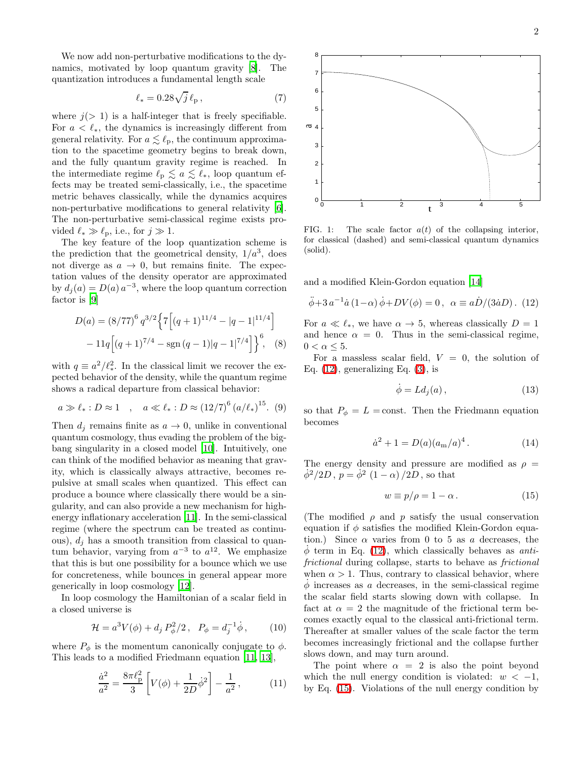We now add non-perturbative modifications to the dynamics, motivated by loop quantum gravity [8]. The quantization introduces a fundamental length scale

$$\ell_* = 0.28\sqrt{j}\,\ell_{\rm p}\,, \tag{7}$$

where $j(>1)$ is a half-integer that is freely specifiable. For $a < \ell_*$, the dynamics is increasingly different from general relativity. For $a \lesssim \ell_{\rm p}$, the continuum approximation to the spacetime geometry begins to break down, and the fully quantum gravity regime is reached. In the intermediate regime $\ell_{\rm p} \lesssim a \lesssim \ell_*$, loop quantum effects may be treated semi-classically, i.e., the spacetime metric behaves classically, while the dynamics acquires non-perturbative modifications to general relativity [6]. The non-perturbative semi-classical regime exists provided $\ell_* \gg \ell_{\rm p}$, i.e., for $j \gg 1$.

The key feature of the loop quantization scheme is the prediction that the geometrical density, $1/a^3$, does not diverge as $a \to 0$, but remains finite. The expectation values of the density operator are approximated by $d_j(a) = D(a)\,a^{-3}$, where the loop quantum correction factor is [9]

$$D(a) = (8/77)^6\, q^{3/2}\Big\{7\Big[(q+1)^{11/4} - |q-1|^{11/4}\Big] - 11q\Big[(q+1)^{7/4} - {\rm sgn}\,(q-1)|q-1|^{7/4}\Big]\Big\}^6, \tag{8}$$

with $q \equiv a^2/\ell_*^2$. In the classical limit we recover the expected behavior of the density, while the quantum regime shows a radical departure from classical behavior:

$$a \gg \ell_* : D \approx 1 \quad , \quad a \ll \ell_* : D \approx (12/7)^6\,(a/\ell_*)^{15}. \tag{9}$$

Then $d_j$ remains finite as $a \to 0$, unlike in conventional quantum cosmology, thus evading the problem of the big-bang singularity in a closed model [10]. Intuitively, one can think of the modified behavior as meaning that gravity, which is classically always attractive, becomes repulsive at small scales when quantized. This effect can produce a bounce where classically there would be a singularity, and can also provide a new mechanism for high-energy inflationary acceleration [11]. In the semi-classical regime (where the spectrum can be treated as continuous), $d_j$ has a smooth transition from classical to quantum behavior, varying from $a^{-3}$ to $a^{12}$. We emphasize that this is but one possibility for a bounce which we use for concreteness, while bounces in general appear more generically in loop cosmology [12].

In loop cosmology the Hamiltonian of a scalar field in a closed universe is

$$\mathcal{H} = a^3 V(\phi) + d_j\, P_\phi^2/2\,, \quad P_\phi = d_j^{-1}\dot\phi\,, \tag{10}$$

where $P_\phi$ is the momentum canonically conjugate to $\phi$. This leads to a modified Friedmann equation [11, 13],

$$\frac{\dot a^2}{a^2} = \frac{8\pi\ell_{\rm p}^2}{3}\left[V(\phi) + \frac{1}{2D}\dot\phi^2\right] - \frac{1}{a^2}\,, \tag{11}$$

8
7
6
5
4
3
2
1
0
a
0 1 2 3 4 5
t

FIG. 1: The scale factor $a(t)$ of the collapsing interior, for classical (dashed) and semi-classical quantum dynamics (solid).

and a modified Klein-Gordon equation [14]

$$\ddot\phi + 3\,a^{-1}\dot a\,(1-\alpha)\,\dot\phi + DV(\phi) = 0\,, \quad \alpha \equiv a\dot D/(3\dot a D)\,. \tag{12}$$

For $a \ll \ell_*$, we have $\alpha \to 5$, whereas classically $D = 1$ and hence $\alpha = 0$. Thus in the semi-classical regime, $0 < \alpha \leq 5$.

For a massless scalar field, $V = 0$, the solution of Eq. (12), generalizing Eq. (3), is

$$\dot\phi = L d_j(a)\,, \tag{13}$$

so that $P_\phi = L = $ const. Then the Friedmann equation becomes

$$\dot a^2 + 1 = D(a)(a_{\rm m}/a)^4\,. \tag{14}$$

The energy density and pressure are modified as $\rho = \dot\phi^2/2D\,,\ p = \dot\phi^2\,(1-\alpha)/2D$, so that

$$w \equiv p/\rho = 1 - \alpha\,. \tag{15}$$

(The modified $\rho$ and $p$ satisfy the usual conservation equation if $\phi$ satisfies the modified Klein-Gordon equation.) Since $\alpha$ varies from 0 to 5 as $a$ decreases, the $\dot\phi$ term in Eq. (12), which classically behaves as *anti-frictional* during collapse, starts to behave as *frictional* when $\alpha > 1$. Thus, contrary to classical behavior, where $\dot\phi$ increases as $a$ decreases, in the semi-classical regime the scalar field starts slowing down with collapse. In fact at $\alpha = 2$ the magnitude of the frictional term becomes exactly equal to the classical anti-frictional term. Thereafter at smaller values of the scale factor the term becomes increasingly frictional and the collapse further slows down, and may turn around.

The point where $\alpha = 2$ is also the point beyond which the null energy condition is violated: $w < -1$, by Eq. (15). Violations of the null energy condition by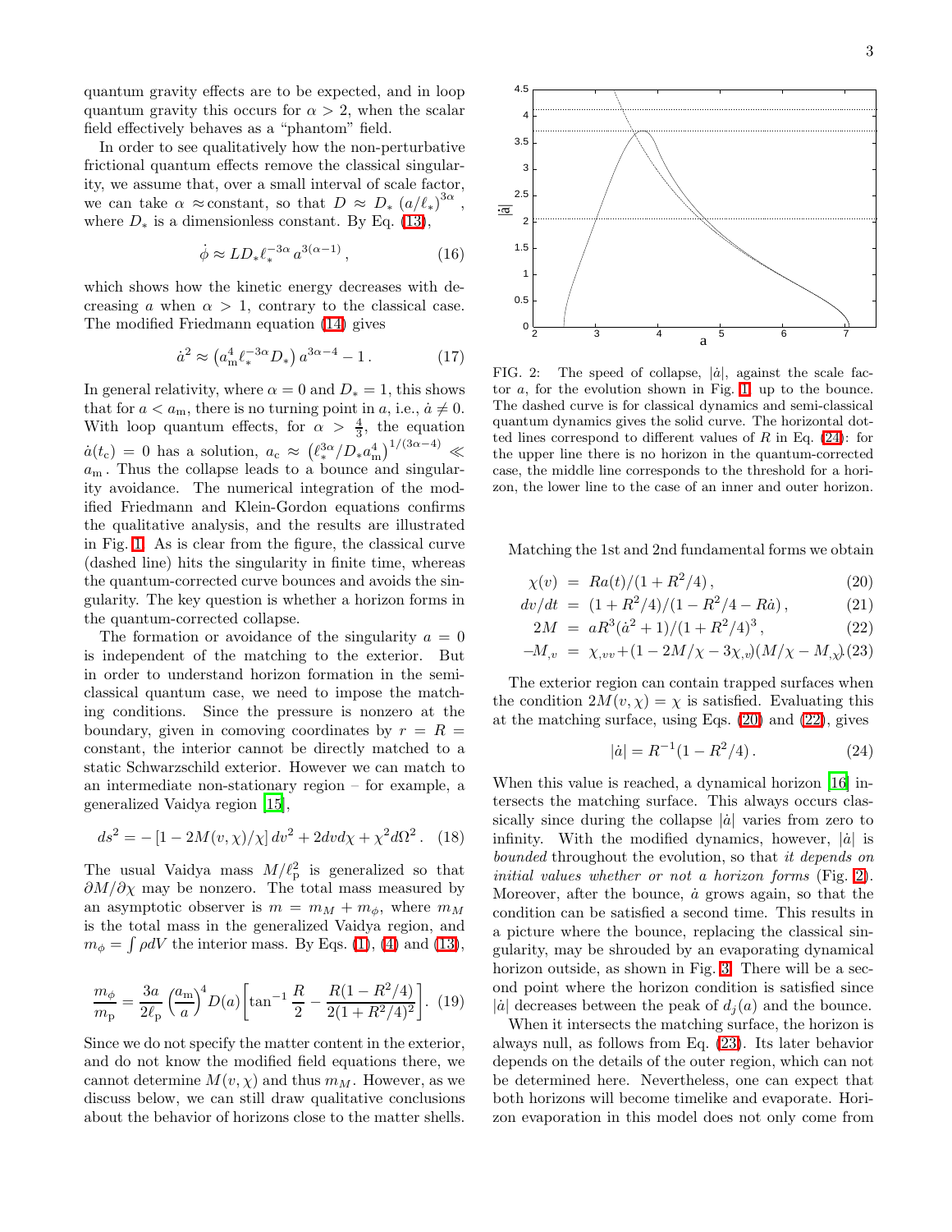quantum gravity effects are to be expected, and in loop quantum gravity this occurs for $\alpha > 2$, when the scalar field effectively behaves as a "phantom" field.

In order to see qualitatively how the non-perturbative frictional quantum effects remove the classical singularity, we assume that, over a small interval of scale factor, we can take $\alpha \approx$constant, so that $D \approx D_* \,(a/\ell_*)^{3\alpha}$, where $D_*$ is a dimensionless constant. By Eq. (13),

$$\dot\phi \approx L D_* \ell_*^{-3\alpha}\, a^{3(\alpha-1)}\,, \tag{16}$$

which shows how the kinetic energy decreases with decreasing $a$ when $\alpha > 1$, contrary to the classical case. The modified Friedmann equation (14) gives

$$\dot a^2 \approx \left(a_{\rm m}^4 \ell_*^{-3\alpha} D_*\right) a^{3\alpha-4} - 1\,. \tag{17}$$

In general relativity, where $\alpha = 0$ and $D_* = 1$, this shows that for $a < a_{\rm m}$, there is no turning point in $a$, i.e., $\dot a \neq 0$. With loop quantum effects, for $\alpha > \frac{4}{3}$, the equation $\dot a(t_{\rm c}) = 0$ has a solution, $a_{\rm c} \approx \left(\ell_*^{3\alpha}/D_* a_{\rm m}^4\right)^{1/(3\alpha-4)} \ll a_{\rm m}$. Thus the collapse leads to a bounce and singularity avoidance. The numerical integration of the modified Friedmann and Klein-Gordon equations confirms the qualitative analysis, and the results are illustrated in Fig. 1. As is clear from the figure, the classical curve (dashed line) hits the singularity in finite time, whereas the quantum-corrected curve bounces and avoids the singularity. The key question is whether a horizon forms in the quantum-corrected collapse.

The formation or avoidance of the singularity $a = 0$ is independent of the matching to the exterior. But in order to understand horizon formation in the semi-classical quantum case, we need to impose the matching conditions. Since the pressure is nonzero at the boundary, given in comoving coordinates by $r = R =$ constant, the interior cannot be directly matched to a static Schwarzschild exterior. However we can match to an intermediate non-stationary region – for example, a generalized Vaidya region [15],

$$ds^2 = -\left[1 - 2M(v,\chi)/\chi\right] dv^2 + 2dvd\chi + \chi^2 d\Omega^2\,. \tag{18}$$

The usual Vaidya mass $M/\ell_{\rm p}^2$ is generalized so that $\partial M/\partial\chi$ may be nonzero. The total mass measured by an asymptotic observer is $m = m_M + m_\phi$, where $m_M$ is the total mass in the generalized Vaidya region, and $m_\phi = \int \rho dV$ the interior mass. By Eqs. (1), (4) and (13),

$$\frac{m_\phi}{m_{\rm p}} = \frac{3a}{2\ell_{\rm p}}\left(\frac{a_{\rm m}}{a}\right)^4 D(a)\left[\tan^{-1}\frac{R}{2} - \frac{R(1-R^2/4)}{2(1+R^2/4)^2}\right]. \tag{19}$$

Since we do not specify the matter content in the exterior, and do not know the modified field equations there, we cannot determine $M(v,\chi)$ and thus $m_M$. However, as we discuss below, we can still draw qualitative conclusions about the behavior of horizons close to the matter shells.

4.5
4
3.5
3
2.5
2
1.5
1
0.5
0
2 3 4 5 6 7
$|\dot a|$
a

FIG. 2: The speed of collapse, $|\dot a|$, against the scale factor $a$, for the evolution shown in Fig. 1, up to the bounce. The dashed curve is for classical dynamics and semi-classical quantum dynamics gives the solid curve. The horizontal dotted lines correspond to different values of $R$ in Eq. (24): for the upper line there is no horizon in the quantum-corrected case, the middle line corresponds to the threshold for a horizon, the lower line to the case of an inner and outer horizon.

Matching the 1st and 2nd fundamental forms we obtain

$$\chi(v) = Ra(t)/(1+R^2/4)\,, \tag{20}$$
$$dv/dt = (1+R^2/4)/(1-R^2/4-R\dot a)\,, \tag{21}$$
$$2M = aR^3(\dot a^2+1)/(1+R^2/4)^3\,, \tag{22}$$
$$-M_{,v} = \chi_{,vv} + (1-2M/\chi - 3\chi_{,v})(M/\chi - M_{,\chi}). \tag{23}$$

The exterior region can contain trapped surfaces when the condition $2M(v,\chi) = \chi$ is satisfied. Evaluating this at the matching surface, using Eqs. (20) and (22), gives

$$|\dot a| = R^{-1}(1 - R^2/4)\,. \tag{24}$$

When this value is reached, a dynamical horizon [16] intersects the matching surface. This always occurs classically since during the collapse $|\dot a|$ varies from zero to infinity. With the modified dynamics, however, $|\dot a|$ is *bounded* throughout the evolution, so that *it depends on initial values whether or not a horizon forms* (Fig. 2). Moreover, after the bounce, $\dot a$ grows again, so that the condition can be satisfied a second time. This results in a picture where the bounce, replacing the classical singularity, may be shrouded by an evaporating dynamical horizon outside, as shown in Fig. 3. There will be a second point where the horizon condition is satisfied since $|\dot a|$ decreases between the peak of $d_j(a)$ and the bounce.

When it intersects the matching surface, the horizon is always null, as follows from Eq. (23). Its later behavior depends on the details of the outer region, which can not be determined here. Nevertheless, one can expect that both horizons will become timelike and evaporate. Horizon evaporation in this model does not only come from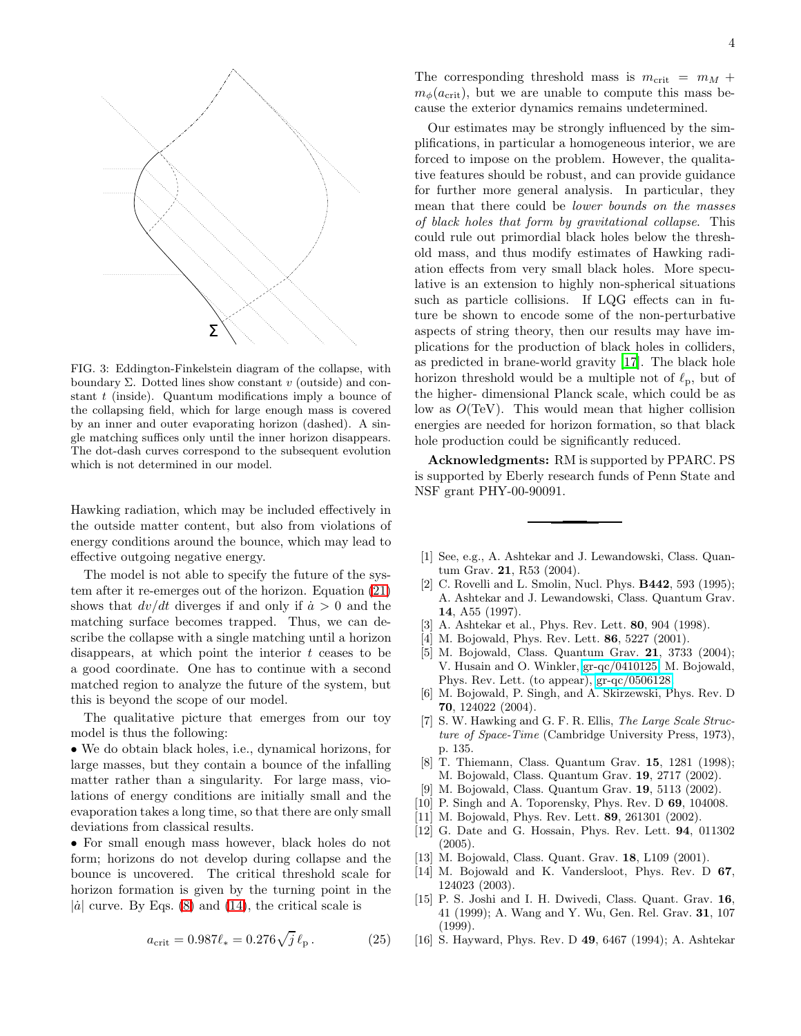Σ

FIG. 3: Eddington-Finkelstein diagram of the collapse, with boundary Σ. Dotted lines show constant $v$ (outside) and constant $t$ (inside). Quantum modifications imply a bounce of the collapsing field, which for large enough mass is covered by an inner and outer evaporating horizon (dashed). A single matching suffices only until the inner horizon disappears. The dot-dash curves correspond to the subsequent evolution which is not determined in our model.

Hawking radiation, which may be included effectively in the outside matter content, but also from violations of energy conditions around the bounce, which may lead to effective outgoing negative energy.

The model is not able to specify the future of the system after it re-emerges out of the horizon. Equation (21) shows that $dv/dt$ diverges if and only if $\dot{a} > 0$ and the matching surface becomes trapped. Thus, we can describe the collapse with a single matching until a horizon disappears, at which point the interior $t$ ceases to be a good coordinate. One has to continue with a second matched region to analyze the future of the system, but this is beyond the scope of our model.

The qualitative picture that emerges from our toy model is thus the following:

- We do obtain black holes, i.e., dynamical horizons, for large masses, but they contain a bounce of the infalling matter rather than a singularity. For large mass, violations of energy conditions are initially small and the evaporation takes a long time, so that there are only small deviations from classical results.
- For small enough mass however, black holes do not form; horizons do not develop during collapse and the bounce is uncovered. The critical threshold scale for horizon formation is given by the turning point in the $|\dot{a}|$ curve. By Eqs. (8) and (14), the critical scale is

$$a_{\rm crit} = 0.987\ell_* = 0.276\sqrt{j}\,\ell_{\rm p}\,. \tag{25}$$

The corresponding threshold mass is $m_{\rm crit} = m_M + m_\phi(a_{\rm crit})$, but we are unable to compute this mass because the exterior dynamics remains undetermined.

Our estimates may be strongly influenced by the simplifications, in particular a homogeneous interior, we are forced to impose on the problem. However, the qualitative features should be robust, and can provide guidance for further more general analysis. In particular, they mean that there could be *lower bounds on the masses of black holes that form by gravitational collapse*. This could rule out primordial black holes below the threshold mass, and thus modify estimates of Hawking radiation effects from very small black holes. More speculative is an extension to highly non-spherical situations such as particle collisions. If LQG effects can in future be shown to encode some of the non-perturbative aspects of string theory, then our results may have implications for the production of black holes in colliders, as predicted in brane-world gravity [17]. The black hole horizon threshold would be a multiple not of $\ell_{\rm p}$, but of the higher- dimensional Planck scale, which could be as low as $O$(TeV). This would mean that higher collision energies are needed for horizon formation, so that black hole production could be significantly reduced.

**Acknowledgments:** RM is supported by PPARC. PS is supported by Eberly research funds of Penn State and NSF grant PHY-00-90091.

---

[1] See, e.g., A. Ashtekar and J. Lewandowski, Class. Quantum Grav. **21**, R53 (2004).
[2] C. Rovelli and L. Smolin, Nucl. Phys. **B442**, 593 (1995); A. Ashtekar and J. Lewandowski, Class. Quantum Grav. **14**, A55 (1997).
[3] A. Ashtekar et al., Phys. Rev. Lett. **80**, 904 (1998).
[4] M. Bojowald, Phys. Rev. Lett. **86**, 5227 (2001).
[5] M. Bojowald, Class. Quantum Grav. **21**, 3733 (2004); V. Husain and O. Winkler, gr-qc/0410125; M. Bojowald, Phys. Rev. Lett. (to appear), gr-qc/0506128.
[6] M. Bojowald, P. Singh, and A. Skirzewski, Phys. Rev. D **70**, 124022 (2004).
[7] S. W. Hawking and G. F. R. Ellis, *The Large Scale Structure of Space-Time* (Cambridge University Press, 1973), p. 135.
[8] T. Thiemann, Class. Quantum Grav. **15**, 1281 (1998); M. Bojowald, Class. Quantum Grav. **19**, 2717 (2002).
[9] M. Bojowald, Class. Quantum Grav. **19**, 5113 (2002).
[10] P. Singh and A. Toporensky, Phys. Rev. D **69**, 104008.
[11] M. Bojowald, Phys. Rev. Lett. **89**, 261301 (2002).
[12] G. Date and G. Hossain, Phys. Rev. Lett. **94**, 011302 (2005).
[13] M. Bojowald, Class. Quant. Grav. **18**, L109 (2001).
[14] M. Bojowald and K. Vandersloot, Phys. Rev. D **67**, 124023 (2003).
[15] P. S. Joshi and I. H. Dwivedi, Class. Quant. Grav. **16**, 41 (1999); A. Wang and Y. Wu, Gen. Rel. Grav. **31**, 107 (1999).
[16] S. Hayward, Phys. Rev. D **49**, 6467 (1994); A. Ashtekar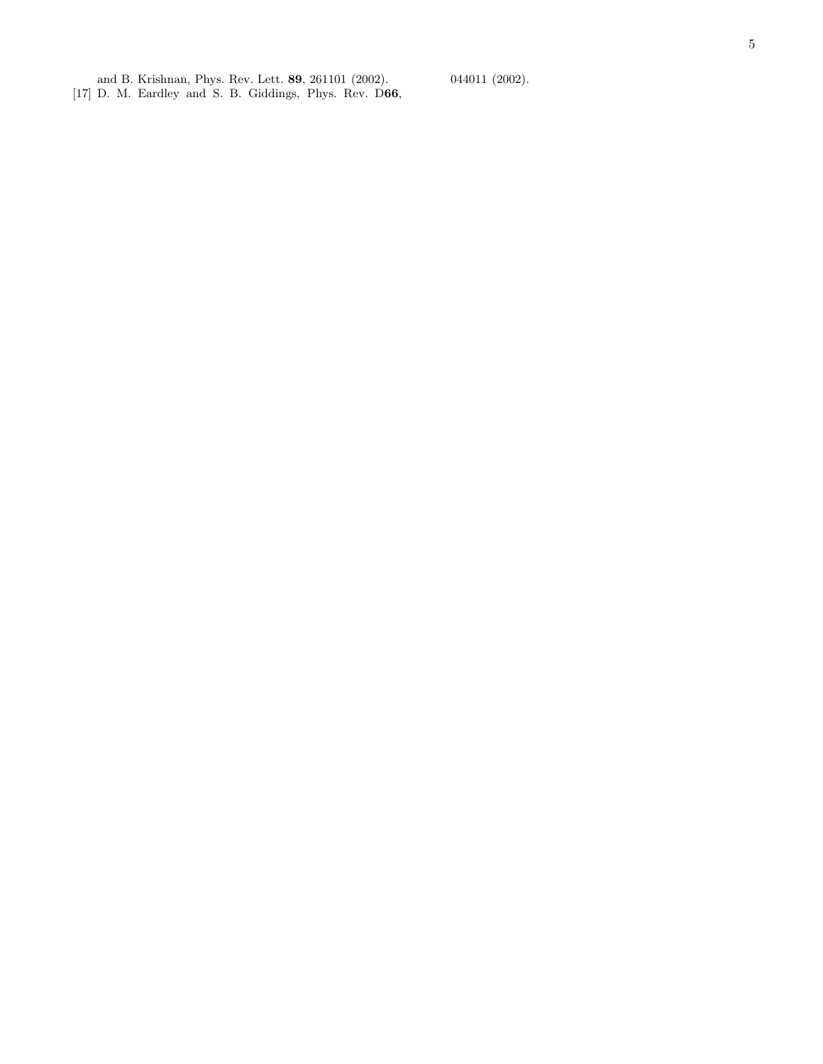and B. Krishnan, Phys. Rev. Lett. **89**, 261101 (2002).

[17] D. M. Eardley and S. B. Giddings, Phys. Rev. D**66**, 044011 (2002).